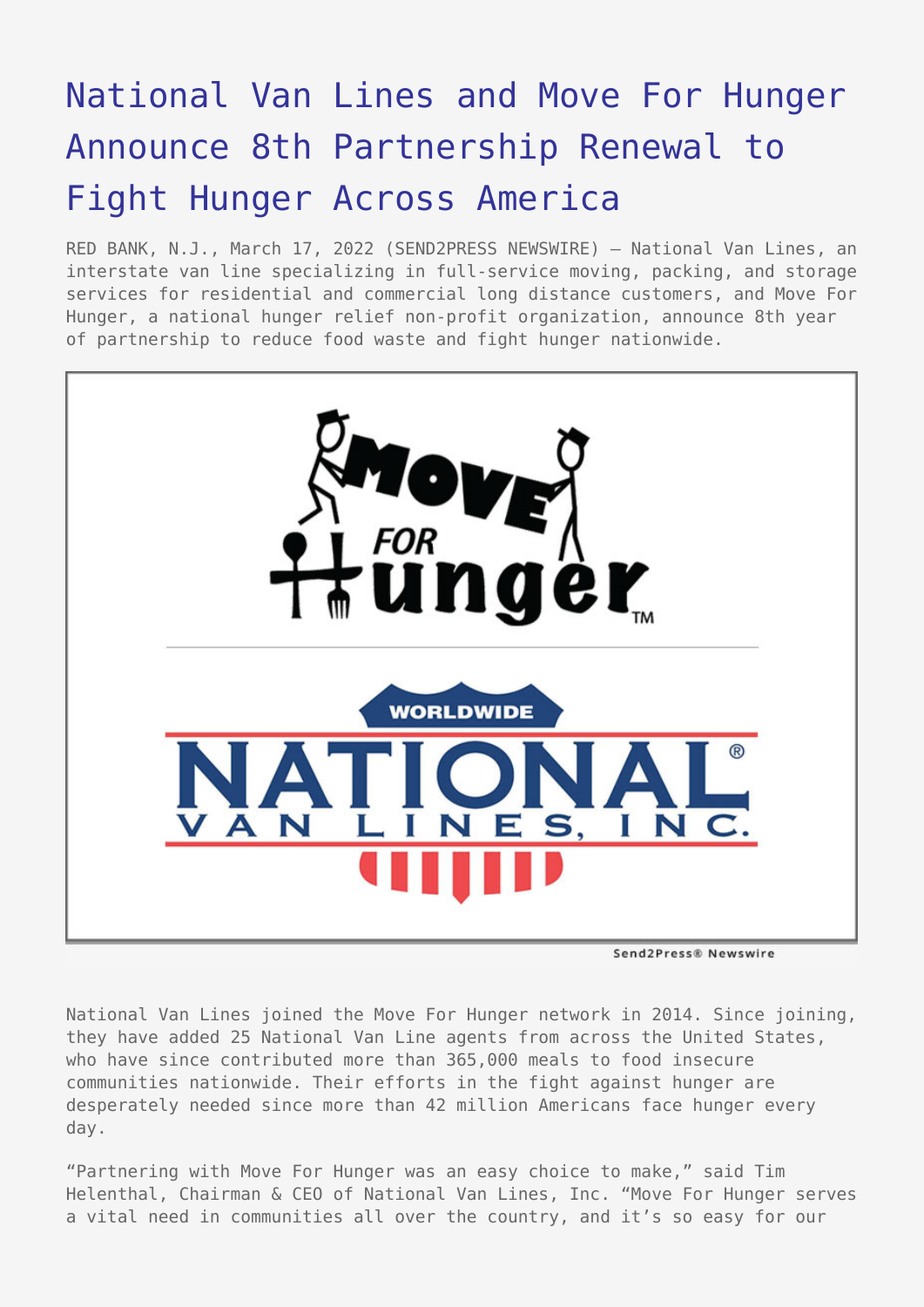# National Van Lines and Move For Hunger Announce 8th Partnership Renewal to Fight Hunger Across America

RED BANK, N.J., March 17, 2022 (SEND2PRESS NEWSWIRE) — National Van Lines, an interstate van line specializing in full-service moving, packing, and storage services for residential and commercial long distance customers, and Move For Hunger, a national hunger relief non-profit organization, announce 8th year of partnership to reduce food waste and fight hunger nationwide.

National Van Lines joined the Move For Hunger network in 2014. Since joining, they have added 25 National Van Line agents from across the United States, who have since contributed more than 365,000 meals to food insecure communities nationwide. Their efforts in the fight against hunger are desperately needed since more than 42 million Americans face hunger every day.

"Partnering with Move For Hunger was an easy choice to make," said Tim Helenthal, Chairman & CEO of National Van Lines, Inc. "Move For Hunger serves a vital need in communities all over the country, and it's so easy for our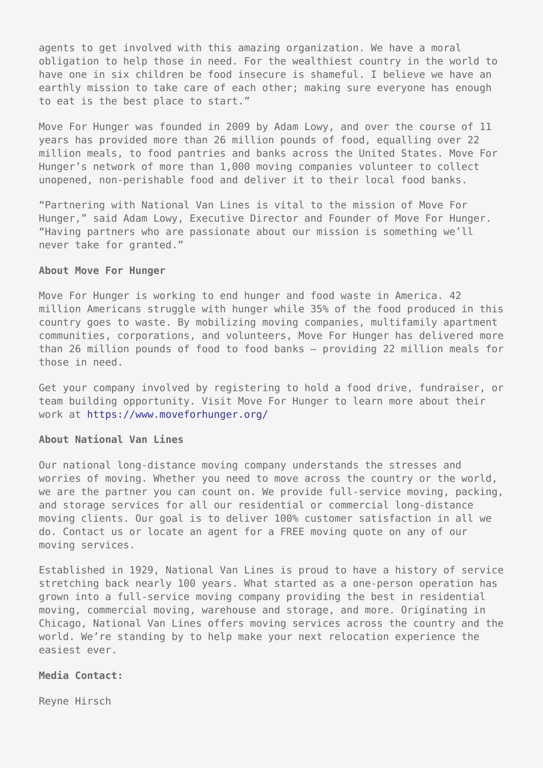agents to get involved with this amazing organization. We have a moral obligation to help those in need. For the wealthiest country in the world to have one in six children be food insecure is shameful. I believe we have an earthly mission to take care of each other; making sure everyone has enough to eat is the best place to start."

Move For Hunger was founded in 2009 by Adam Lowy, and over the course of 11 years has provided more than 26 million pounds of food, equalling over 22 million meals, to food pantries and banks across the United States. Move For Hunger's network of more than 1,000 moving companies volunteer to collect unopened, non-perishable food and deliver it to their local food banks.

"Partnering with National Van Lines is vital to the mission of Move For Hunger," said Adam Lowy, Executive Director and Founder of Move For Hunger. "Having partners who are passionate about our mission is something we'll never take for granted."

**About Move For Hunger**

Move For Hunger is working to end hunger and food waste in America. 42 million Americans struggle with hunger while 35% of the food produced in this country goes to waste. By mobilizing moving companies, multifamily apartment communities, corporations, and volunteers, Move For Hunger has delivered more than 26 million pounds of food to food banks – providing 22 million meals for those in need.

Get your company involved by registering to hold a food drive, fundraiser, or team building opportunity. Visit Move For Hunger to learn more about their work at https://www.moveforhunger.org/

**About National Van Lines**

Our national long-distance moving company understands the stresses and worries of moving. Whether you need to move across the country or the world, we are the partner you can count on. We provide full-service moving, packing, and storage services for all our residential or commercial long-distance moving clients. Our goal is to deliver 100% customer satisfaction in all we do. Contact us or locate an agent for a FREE moving quote on any of our moving services.

Established in 1929, National Van Lines is proud to have a history of service stretching back nearly 100 years. What started as a one-person operation has grown into a full-service moving company providing the best in residential moving, commercial moving, warehouse and storage, and more. Originating in Chicago, National Van Lines offers moving services across the country and the world. We're standing by to help make your next relocation experience the easiest ever.

**Media Contact:**

Reyne Hirsch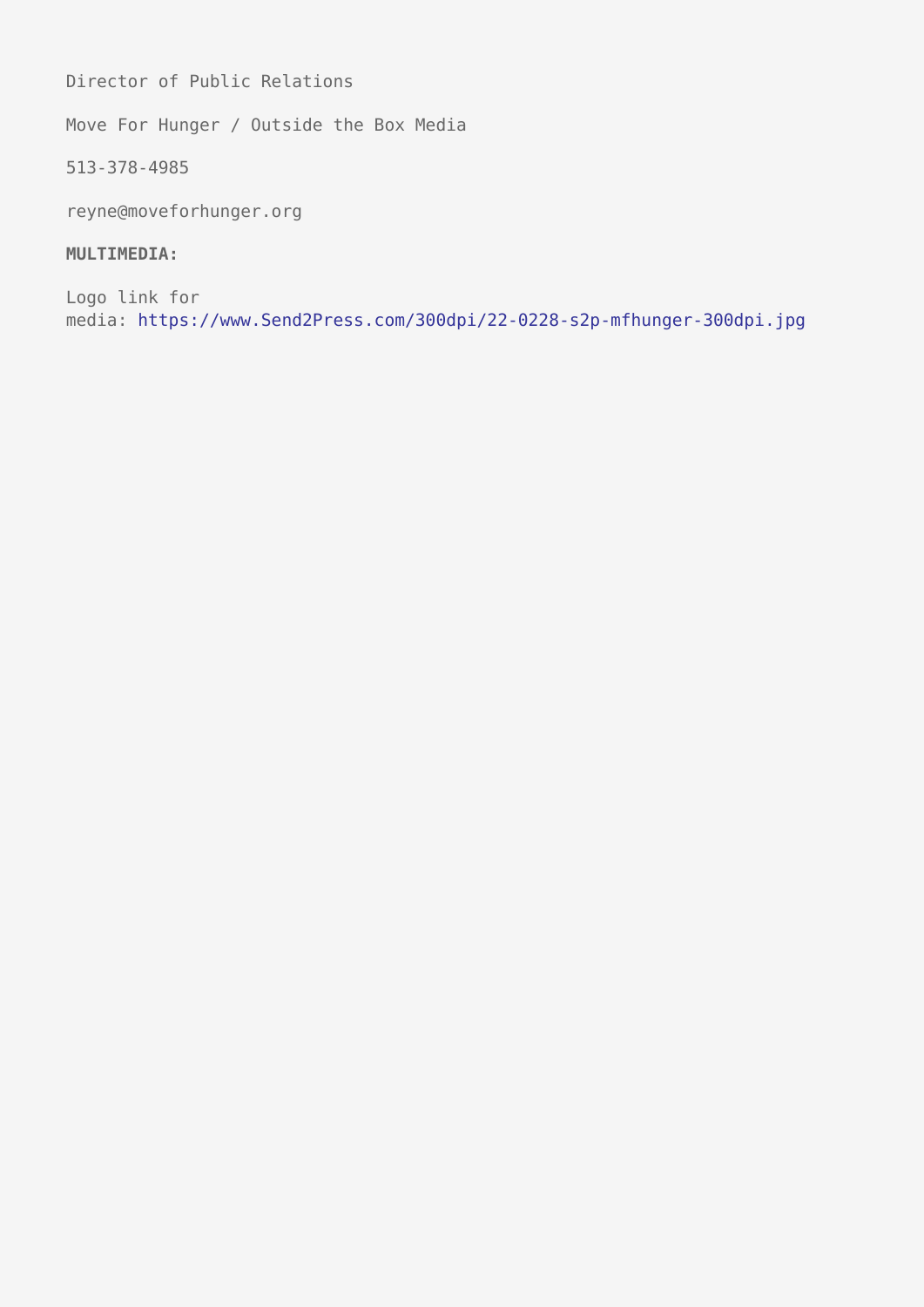Director of Public Relations

Move For Hunger / Outside the Box Media

513-378-4985

reyne@moveforhunger.org

**MULTIMEDIA:**

Logo link for media: https://www.Send2Press.com/300dpi/22-0228-s2p-mfhunger-300dpi.jpg